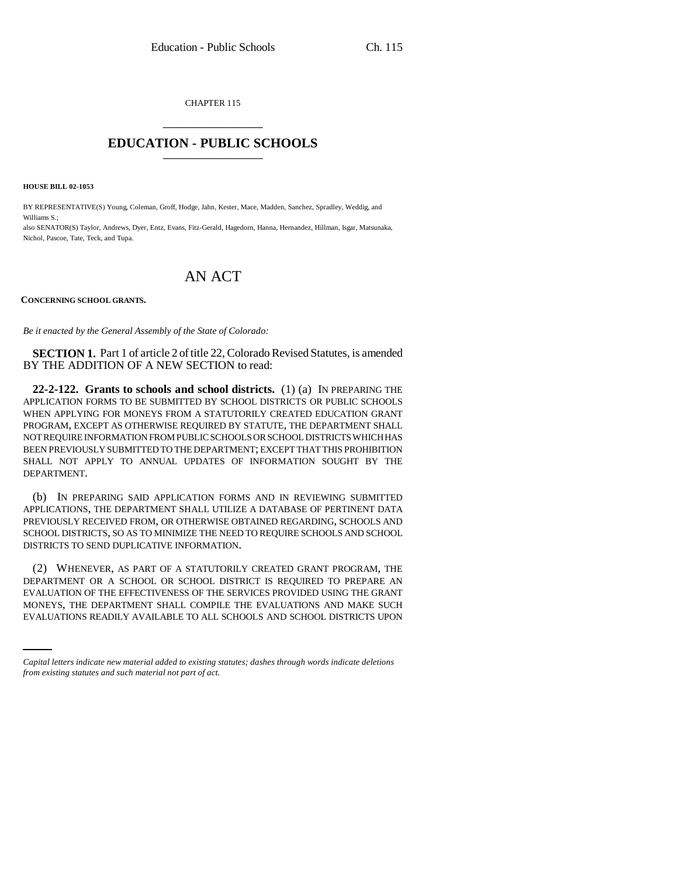CHAPTER 115

# EDUCATION - PUBLIC SCHOOLS

**HOUSE BILL 02-1053**

BY REPRESENTATIVE(S) Young, Coleman, Groff, Hodge, Jahn, Kester, Mace, Madden, Sanchez, Spradley, Weddig, and Williams S.;
also SENATOR(S) Taylor, Andrews, Dyer, Entz, Evans, Fitz-Gerald, Hagedorn, Hanna, Hernandez, Hillman, Isgar, Matsunaka, Nichol, Pascoe, Tate, Teck, and Tupa.

# AN ACT

**CONCERNING SCHOOL GRANTS.**

*Be it enacted by the General Assembly of the State of Colorado:*

**SECTION 1.** Part 1 of article 2 of title 22, Colorado Revised Statutes, is amended BY THE ADDITION OF A NEW SECTION to read:

**22-2-122. Grants to schools and school districts.** (1) (a) IN PREPARING THE APPLICATION FORMS TO BE SUBMITTED BY SCHOOL DISTRICTS OR PUBLIC SCHOOLS WHEN APPLYING FOR MONEYS FROM A STATUTORILY CREATED EDUCATION GRANT PROGRAM, EXCEPT AS OTHERWISE REQUIRED BY STATUTE, THE DEPARTMENT SHALL NOT REQUIRE INFORMATION FROM PUBLIC SCHOOLS OR SCHOOL DISTRICTS WHICH HAS BEEN PREVIOUSLY SUBMITTED TO THE DEPARTMENT; EXCEPT THAT THIS PROHIBITION SHALL NOT APPLY TO ANNUAL UPDATES OF INFORMATION SOUGHT BY THE DEPARTMENT.

(b) IN PREPARING SAID APPLICATION FORMS AND IN REVIEWING SUBMITTED APPLICATIONS, THE DEPARTMENT SHALL UTILIZE A DATABASE OF PERTINENT DATA PREVIOUSLY RECEIVED FROM, OR OTHERWISE OBTAINED REGARDING, SCHOOLS AND SCHOOL DISTRICTS, SO AS TO MINIMIZE THE NEED TO REQUIRE SCHOOLS AND SCHOOL DISTRICTS TO SEND DUPLICATIVE INFORMATION.

(2) WHENEVER, AS PART OF A STATUTORILY CREATED GRANT PROGRAM, THE DEPARTMENT OR A SCHOOL OR SCHOOL DISTRICT IS REQUIRED TO PREPARE AN EVALUATION OF THE EFFECTIVENESS OF THE SERVICES PROVIDED USING THE GRANT MONEYS, THE DEPARTMENT SHALL COMPILE THE EVALUATIONS AND MAKE SUCH EVALUATIONS READILY AVAILABLE TO ALL SCHOOLS AND SCHOOL DISTRICTS UPON

*Capital letters indicate new material added to existing statutes; dashes through words indicate deletions from existing statutes and such material not part of act.*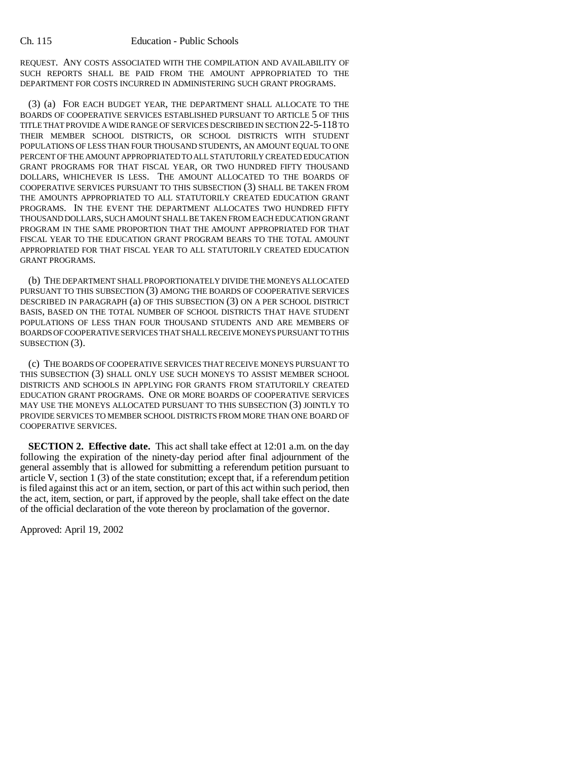REQUEST. ANY COSTS ASSOCIATED WITH THE COMPILATION AND AVAILABILITY OF SUCH REPORTS SHALL BE PAID FROM THE AMOUNT APPROPRIATED TO THE DEPARTMENT FOR COSTS INCURRED IN ADMINISTERING SUCH GRANT PROGRAMS.

(3) (a) FOR EACH BUDGET YEAR, THE DEPARTMENT SHALL ALLOCATE TO THE BOARDS OF COOPERATIVE SERVICES ESTABLISHED PURSUANT TO ARTICLE 5 OF THIS TITLE THAT PROVIDE A WIDE RANGE OF SERVICES DESCRIBED IN SECTION 22-5-118 TO THEIR MEMBER SCHOOL DISTRICTS, OR SCHOOL DISTRICTS WITH STUDENT POPULATIONS OF LESS THAN FOUR THOUSAND STUDENTS, AN AMOUNT EQUAL TO ONE PERCENT OF THE AMOUNT APPROPRIATED TO ALL STATUTORILY CREATED EDUCATION GRANT PROGRAMS FOR THAT FISCAL YEAR, OR TWO HUNDRED FIFTY THOUSAND DOLLARS, WHICHEVER IS LESS. THE AMOUNT ALLOCATED TO THE BOARDS OF COOPERATIVE SERVICES PURSUANT TO THIS SUBSECTION (3) SHALL BE TAKEN FROM THE AMOUNTS APPROPRIATED TO ALL STATUTORILY CREATED EDUCATION GRANT PROGRAMS. IN THE EVENT THE DEPARTMENT ALLOCATES TWO HUNDRED FIFTY THOUSAND DOLLARS, SUCH AMOUNT SHALL BE TAKEN FROM EACH EDUCATION GRANT PROGRAM IN THE SAME PROPORTION THAT THE AMOUNT APPROPRIATED FOR THAT FISCAL YEAR TO THE EDUCATION GRANT PROGRAM BEARS TO THE TOTAL AMOUNT APPROPRIATED FOR THAT FISCAL YEAR TO ALL STATUTORILY CREATED EDUCATION GRANT PROGRAMS.

(b) THE DEPARTMENT SHALL PROPORTIONATELY DIVIDE THE MONEYS ALLOCATED PURSUANT TO THIS SUBSECTION (3) AMONG THE BOARDS OF COOPERATIVE SERVICES DESCRIBED IN PARAGRAPH (a) OF THIS SUBSECTION (3) ON A PER SCHOOL DISTRICT BASIS, BASED ON THE TOTAL NUMBER OF SCHOOL DISTRICTS THAT HAVE STUDENT POPULATIONS OF LESS THAN FOUR THOUSAND STUDENTS AND ARE MEMBERS OF BOARDS OF COOPERATIVE SERVICES THAT SHALL RECEIVE MONEYS PURSUANT TO THIS SUBSECTION (3).

(c) THE BOARDS OF COOPERATIVE SERVICES THAT RECEIVE MONEYS PURSUANT TO THIS SUBSECTION (3) SHALL ONLY USE SUCH MONEYS TO ASSIST MEMBER SCHOOL DISTRICTS AND SCHOOLS IN APPLYING FOR GRANTS FROM STATUTORILY CREATED EDUCATION GRANT PROGRAMS. ONE OR MORE BOARDS OF COOPERATIVE SERVICES MAY USE THE MONEYS ALLOCATED PURSUANT TO THIS SUBSECTION (3) JOINTLY TO PROVIDE SERVICES TO MEMBER SCHOOL DISTRICTS FROM MORE THAN ONE BOARD OF COOPERATIVE SERVICES.

**SECTION 2. Effective date.** This act shall take effect at 12:01 a.m. on the day following the expiration of the ninety-day period after final adjournment of the general assembly that is allowed for submitting a referendum petition pursuant to article V, section 1 (3) of the state constitution; except that, if a referendum petition is filed against this act or an item, section, or part of this act within such period, then the act, item, section, or part, if approved by the people, shall take effect on the date of the official declaration of the vote thereon by proclamation of the governor.

Approved: April 19, 2002